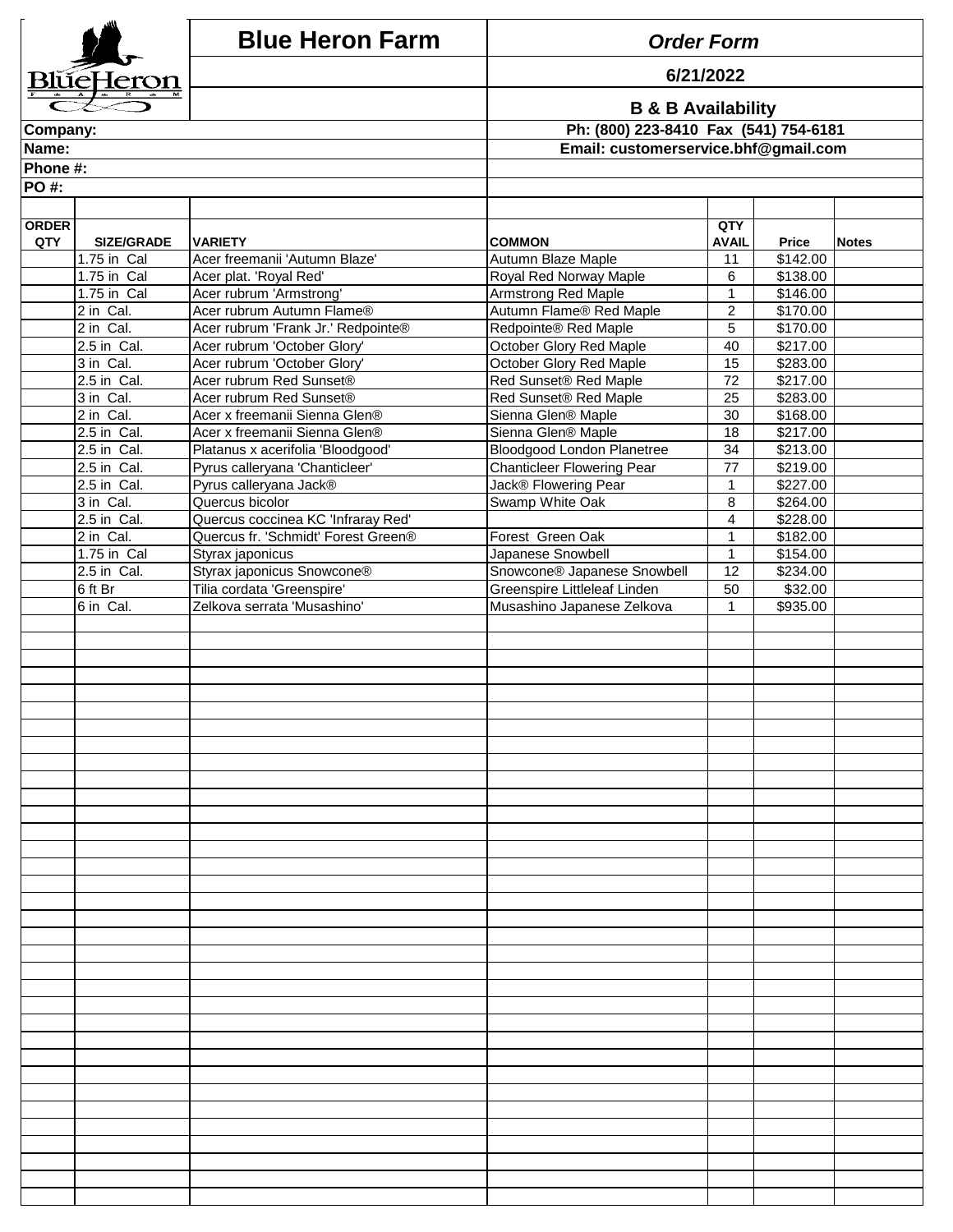# Blue Heron Farm

***Order Form***

**6/21/2022**

**B & B Availability**

**Ph: (800) 223-8410  Fax  (541) 754-6181**

**Email: customerservice.bhf@gmail.com**

**Company:**

**Name:**

**Phone #:**

**PO #:**

| ORDER QTY | SIZE/GRADE | VARIETY | COMMON | QTY AVAIL | Price | Notes |
|---|---|---|---|---|---|---|
| | 1.75 in  Cal | Acer freemanii 'Autumn Blaze' | Autumn Blaze Maple | 11 | $142.00 | |
| | 1.75 in  Cal | Acer plat. 'Royal Red' | Royal Red Norway Maple | 6 | $138.00 | |
| | 1.75 in  Cal | Acer rubrum 'Armstrong' | Armstrong Red Maple | 1 | $146.00 | |
| | 2 in  Cal. | Acer rubrum Autumn Flame® | Autumn Flame® Red Maple | 2 | $170.00 | |
| | 2 in  Cal. | Acer rubrum 'Frank Jr.' Redpointe® | Redpointe® Red Maple | 5 | $170.00 | |
| | 2.5 in  Cal. | Acer rubrum 'October Glory' | October Glory Red Maple | 40 | $217.00 | |
| | 3 in  Cal. | Acer rubrum 'October Glory' | October Glory Red Maple | 15 | $283.00 | |
| | 2.5 in  Cal. | Acer rubrum Red Sunset® | Red Sunset® Red Maple | 72 | $217.00 | |
| | 3 in  Cal. | Acer rubrum Red Sunset® | Red Sunset® Red Maple | 25 | $283.00 | |
| | 2 in  Cal. | Acer x freemanii Sienna Glen® | Sienna Glen® Maple | 30 | $168.00 | |
| | 2.5 in  Cal. | Acer x freemanii Sienna Glen® | Sienna Glen® Maple | 18 | $217.00 | |
| | 2.5 in  Cal. | Platanus x acerifolia 'Bloodgood' | Bloodgood London Planetree | 34 | $213.00 | |
| | 2.5 in  Cal. | Pyrus calleryana 'Chanticleer' | Chanticleer Flowering Pear | 77 | $219.00 | |
| | 2.5 in  Cal. | Pyrus calleryana Jack® | Jack® Flowering Pear | 1 | $227.00 | |
| | 3 in  Cal. | Quercus bicolor | Swamp White Oak | 8 | $264.00 | |
| | 2.5 in  Cal. | Quercus coccinea KC 'Infraray Red' | | 4 | $228.00 | |
| | 2 in  Cal. | Quercus fr. 'Schmidt' Forest Green® | Forest  Green Oak | 1 | $182.00 | |
| | 1.75 in  Cal | Styrax japonicus | Japanese Snowbell | 1 | $154.00 | |
| | 2.5 in  Cal. | Styrax japonicus Snowcone® | Snowcone® Japanese Snowbell | 12 | $234.00 | |
| | 6 ft Br | Tilia cordata 'Greenspire' | Greenspire Littleleaf Linden | 50 | $32.00 | |
| | 6 in  Cal. | Zelkova serrata 'Musashino' | Musashino Japanese Zelkova | 1 | $935.00 | |